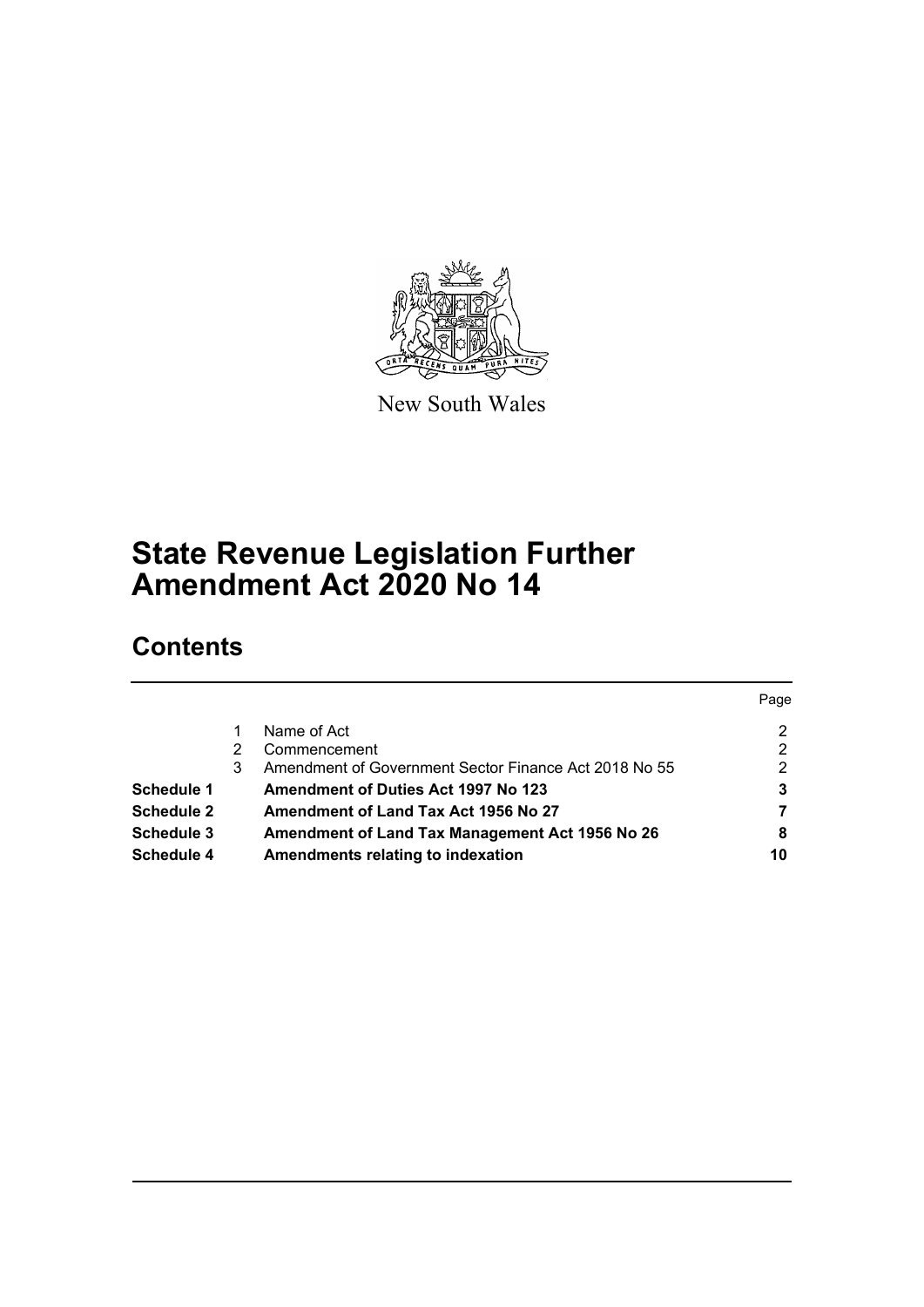New South Wales

# State Revenue Legislation Further Amendment Act 2020 No 14

## Contents

| | | | Page |
|---|---|---|---|
| | 1 | Name of Act | 2 |
| | 2 | Commencement | 2 |
| | 3 | Amendment of Government Sector Finance Act 2018 No 55 | 2 |
| **Schedule 1** | | **Amendment of Duties Act 1997 No 123** | **3** |
| **Schedule 2** | | **Amendment of Land Tax Act 1956 No 27** | **7** |
| **Schedule 3** | | **Amendment of Land Tax Management Act 1956 No 26** | **8** |
| **Schedule 4** | | **Amendments relating to indexation** | **10** |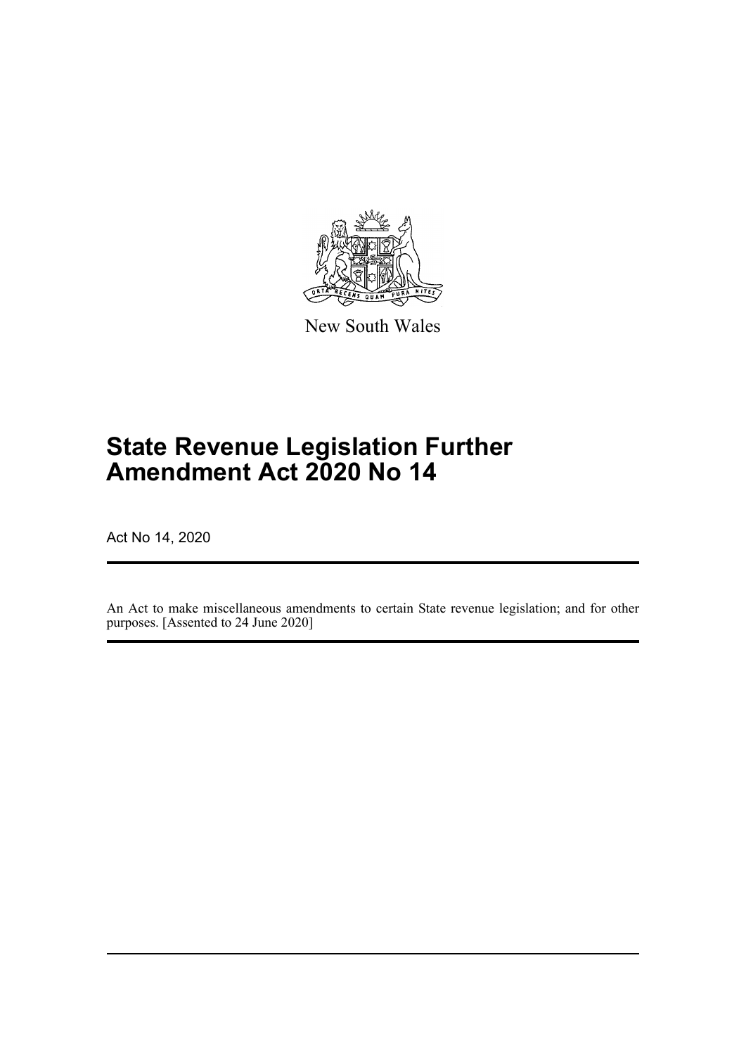New South Wales

# State Revenue Legislation Further Amendment Act 2020 No 14

Act No 14, 2020

An Act to make miscellaneous amendments to certain State revenue legislation; and for other purposes. [Assented to 24 June 2020]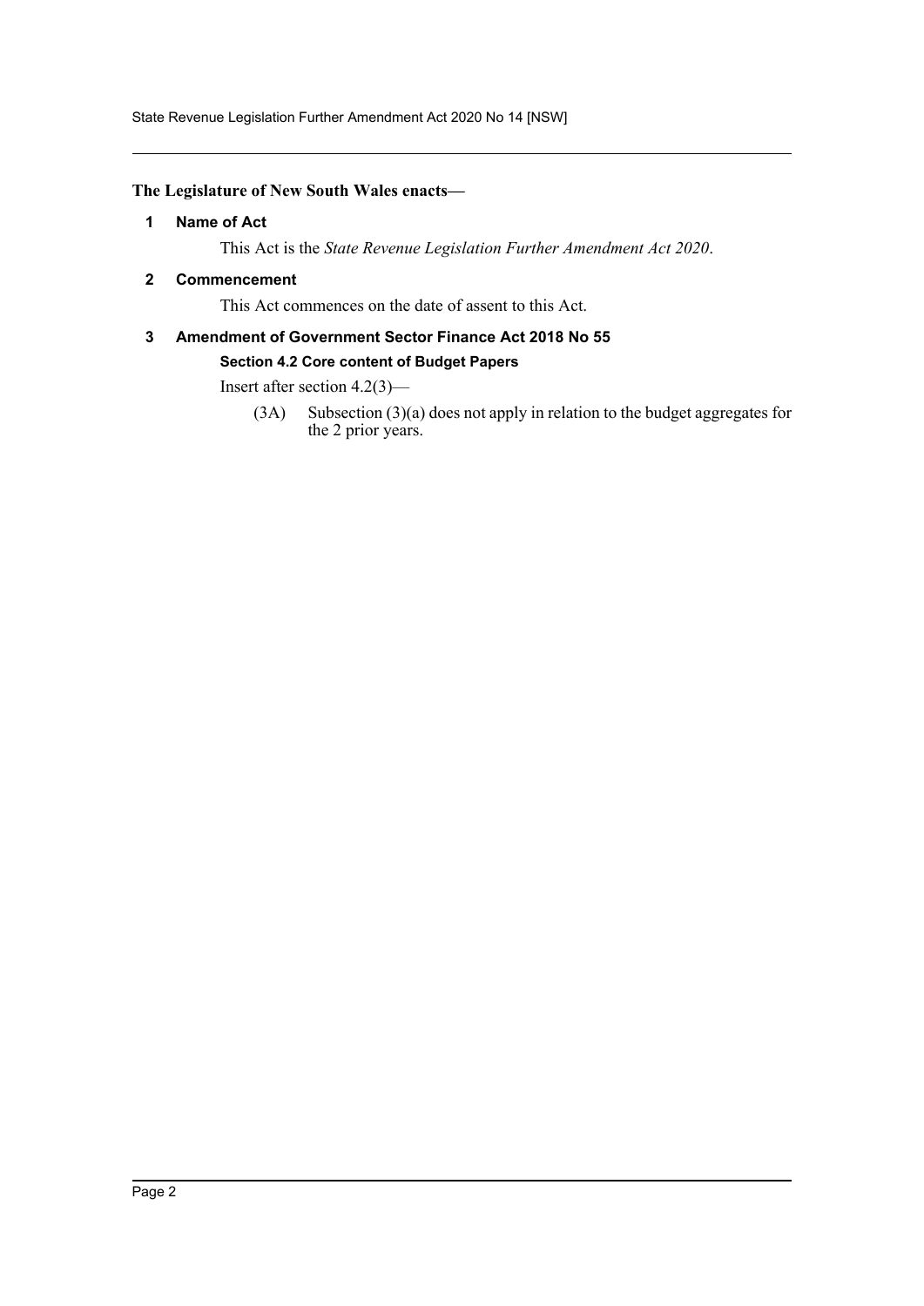**The Legislature of New South Wales enacts—**

### 1 Name of Act

This Act is the *State Revenue Legislation Further Amendment Act 2020*.

### 2 Commencement

This Act commences on the date of assent to this Act.

### 3 Amendment of Government Sector Finance Act 2018 No 55

#### Section 4.2 Core content of Budget Papers

Insert after section 4.2(3)—

(3A) Subsection (3)(a) does not apply in relation to the budget aggregates for the 2 prior years.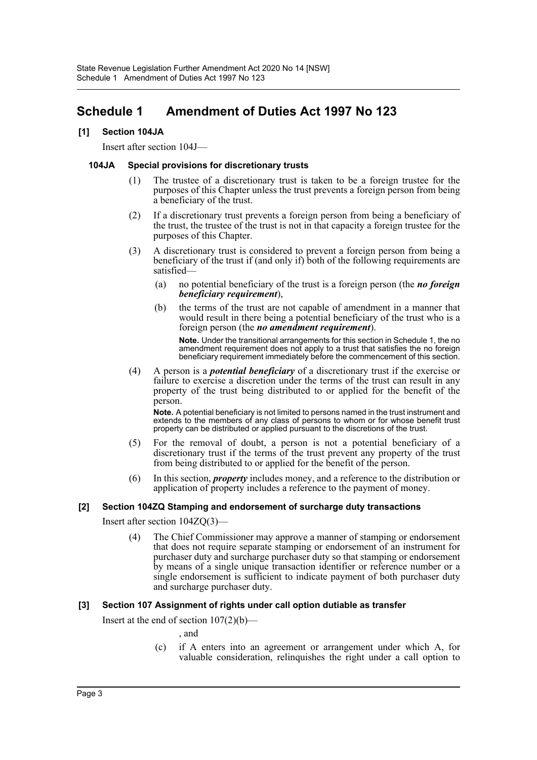# Schedule 1 Amendment of Duties Act 1997 No 123

**[1] Section 104JA**

Insert after section 104J—

**104JA Special provisions for discretionary trusts**

(1) The trustee of a discretionary trust is taken to be a foreign trustee for the purposes of this Chapter unless the trust prevents a foreign person from being a beneficiary of the trust.

(2) If a discretionary trust prevents a foreign person from being a beneficiary of the trust, the trustee of the trust is not in that capacity a foreign trustee for the purposes of this Chapter.

(3) A discretionary trust is considered to prevent a foreign person from being a beneficiary of the trust if (and only if) both of the following requirements are satisfied—

(a) no potential beneficiary of the trust is a foreign person (the ***no foreign beneficiary requirement***),

(b) the terms of the trust are not capable of amendment in a manner that would result in there being a potential beneficiary of the trust who is a foreign person (the ***no amendment requirement***).

**Note.** Under the transitional arrangements for this section in Schedule 1, the no amendment requirement does not apply to a trust that satisfies the no foreign beneficiary requirement immediately before the commencement of this section.

(4) A person is a ***potential beneficiary*** of a discretionary trust if the exercise or failure to exercise a discretion under the terms of the trust can result in any property of the trust being distributed to or applied for the benefit of the person.

**Note.** A potential beneficiary is not limited to persons named in the trust instrument and extends to the members of any class of persons to whom or for whose benefit trust property can be distributed or applied pursuant to the discretions of the trust.

(5) For the removal of doubt, a person is not a potential beneficiary of a discretionary trust if the terms of the trust prevent any property of the trust from being distributed to or applied for the benefit of the person.

(6) In this section, ***property*** includes money, and a reference to the distribution or application of property includes a reference to the payment of money.

**[2] Section 104ZQ Stamping and endorsement of surcharge duty transactions**

Insert after section 104ZQ(3)—

(4) The Chief Commissioner may approve a manner of stamping or endorsement that does not require separate stamping or endorsement of an instrument for purchaser duty and surcharge purchaser duty so that stamping or endorsement by means of a single unique transaction identifier or reference number or a single endorsement is sufficient to indicate payment of both purchaser duty and surcharge purchaser duty.

**[3] Section 107 Assignment of rights under call option dutiable as transfer**

Insert at the end of section 107(2)(b)—

, and

(c) if A enters into an agreement or arrangement under which A, for valuable consideration, relinquishes the right under a call option to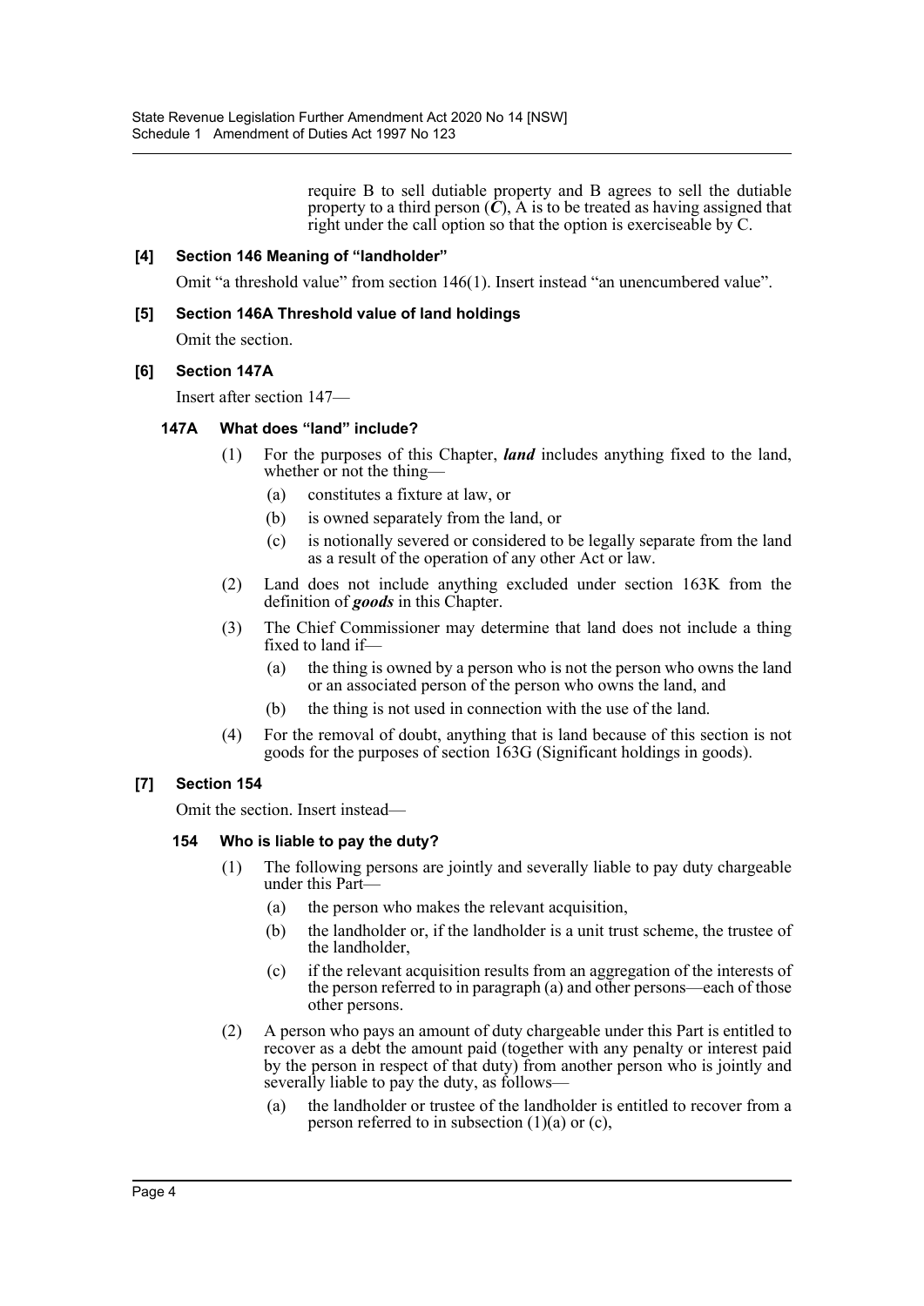require B to sell dutiable property and B agrees to sell the dutiable property to a third person (***C***), A is to be treated as having assigned that right under the call option so that the option is exerciseable by C.

### [4] Section 146 Meaning of "landholder"

Omit "a threshold value" from section 146(1). Insert instead "an unencumbered value".

### [5] Section 146A Threshold value of land holdings

Omit the section.

### [6] Section 147A

Insert after section 147—

#### 147A What does "land" include?

(1) For the purposes of this Chapter, ***land*** includes anything fixed to the land, whether or not the thing—

- (a) constitutes a fixture at law, or
- (b) is owned separately from the land, or
- (c) is notionally severed or considered to be legally separate from the land as a result of the operation of any other Act or law.

(2) Land does not include anything excluded under section 163K from the definition of ***goods*** in this Chapter.

(3) The Chief Commissioner may determine that land does not include a thing fixed to land if—

- (a) the thing is owned by a person who is not the person who owns the land or an associated person of the person who owns the land, and
- (b) the thing is not used in connection with the use of the land.

(4) For the removal of doubt, anything that is land because of this section is not goods for the purposes of section 163G (Significant holdings in goods).

### [7] Section 154

Omit the section. Insert instead—

#### 154 Who is liable to pay the duty?

(1) The following persons are jointly and severally liable to pay duty chargeable under this Part—

- (a) the person who makes the relevant acquisition,
- (b) the landholder or, if the landholder is a unit trust scheme, the trustee of the landholder,
- (c) if the relevant acquisition results from an aggregation of the interests of the person referred to in paragraph (a) and other persons—each of those other persons.

(2) A person who pays an amount of duty chargeable under this Part is entitled to recover as a debt the amount paid (together with any penalty or interest paid by the person in respect of that duty) from another person who is jointly and severally liable to pay the duty, as follows—

- (a) the landholder or trustee of the landholder is entitled to recover from a person referred to in subsection (1)(a) or (c),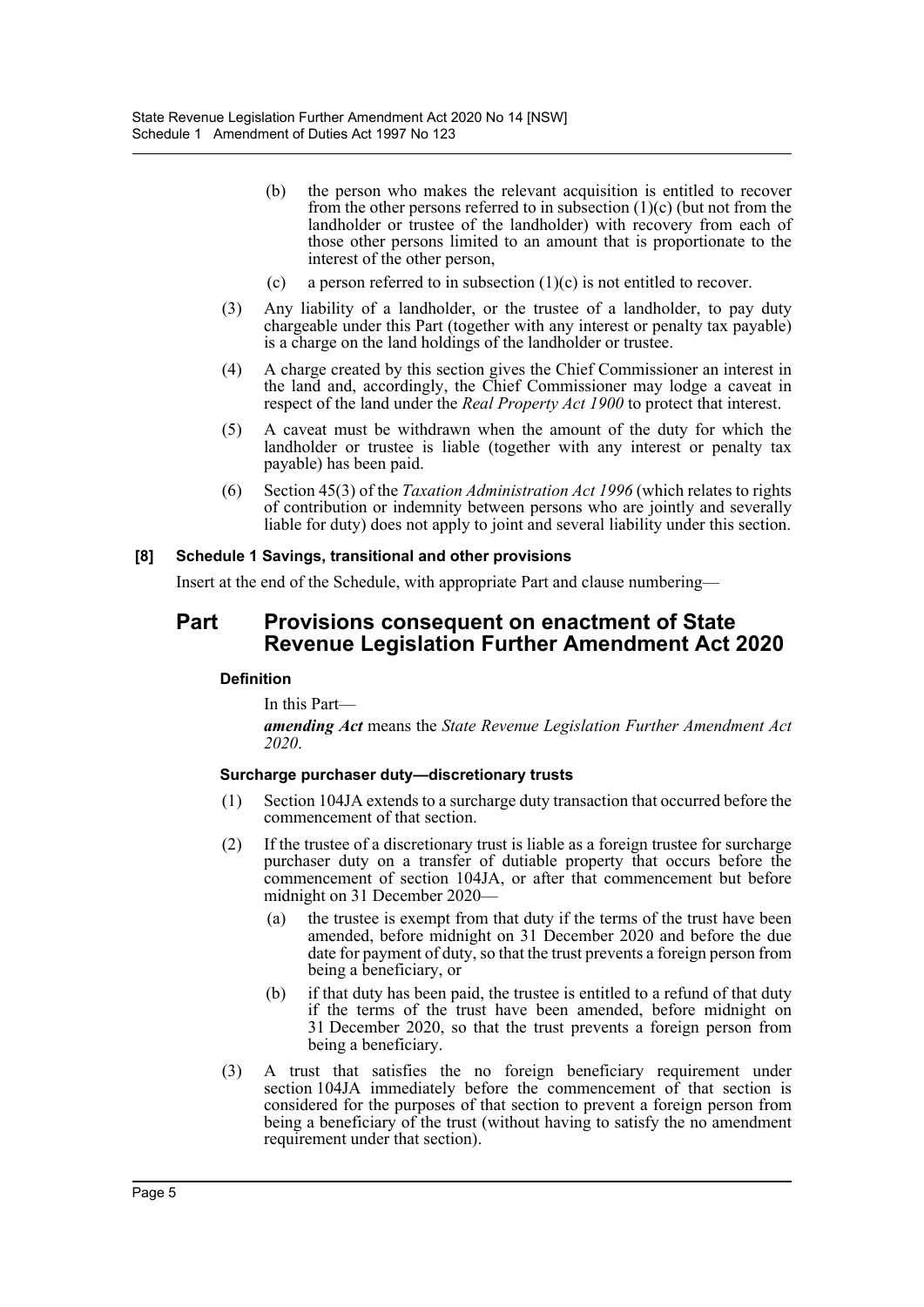(b) the person who makes the relevant acquisition is entitled to recover from the other persons referred to in subsection (1)(c) (but not from the landholder or trustee of the landholder) with recovery from each of those other persons limited to an amount that is proportionate to the interest of the other person,

(c) a person referred to in subsection (1)(c) is not entitled to recover.

(3) Any liability of a landholder, or the trustee of a landholder, to pay duty chargeable under this Part (together with any interest or penalty tax payable) is a charge on the land holdings of the landholder or trustee.

(4) A charge created by this section gives the Chief Commissioner an interest in the land and, accordingly, the Chief Commissioner may lodge a caveat in respect of the land under the *Real Property Act 1900* to protect that interest.

(5) A caveat must be withdrawn when the amount of the duty for which the landholder or trustee is liable (together with any interest or penalty tax payable) has been paid.

(6) Section 45(3) of the *Taxation Administration Act 1996* (which relates to rights of contribution or indemnity between persons who are jointly and severally liable for duty) does not apply to joint and several liability under this section.

#### [8] Schedule 1 Savings, transitional and other provisions

Insert at the end of the Schedule, with appropriate Part and clause numbering—

## Part Provisions consequent on enactment of State Revenue Legislation Further Amendment Act 2020

#### Definition

In this Part—

***amending Act*** means the *State Revenue Legislation Further Amendment Act 2020*.

#### Surcharge purchaser duty—discretionary trusts

(1) Section 104JA extends to a surcharge duty transaction that occurred before the commencement of that section.

(2) If the trustee of a discretionary trust is liable as a foreign trustee for surcharge purchaser duty on a transfer of dutiable property that occurs before the commencement of section 104JA, or after that commencement but before midnight on 31 December 2020—

(a) the trustee is exempt from that duty if the terms of the trust have been amended, before midnight on 31 December 2020 and before the due date for payment of duty, so that the trust prevents a foreign person from being a beneficiary, or

(b) if that duty has been paid, the trustee is entitled to a refund of that duty if the terms of the trust have been amended, before midnight on 31 December 2020, so that the trust prevents a foreign person from being a beneficiary.

(3) A trust that satisfies the no foreign beneficiary requirement under section 104JA immediately before the commencement of that section is considered for the purposes of that section to prevent a foreign person from being a beneficiary of the trust (without having to satisfy the no amendment requirement under that section).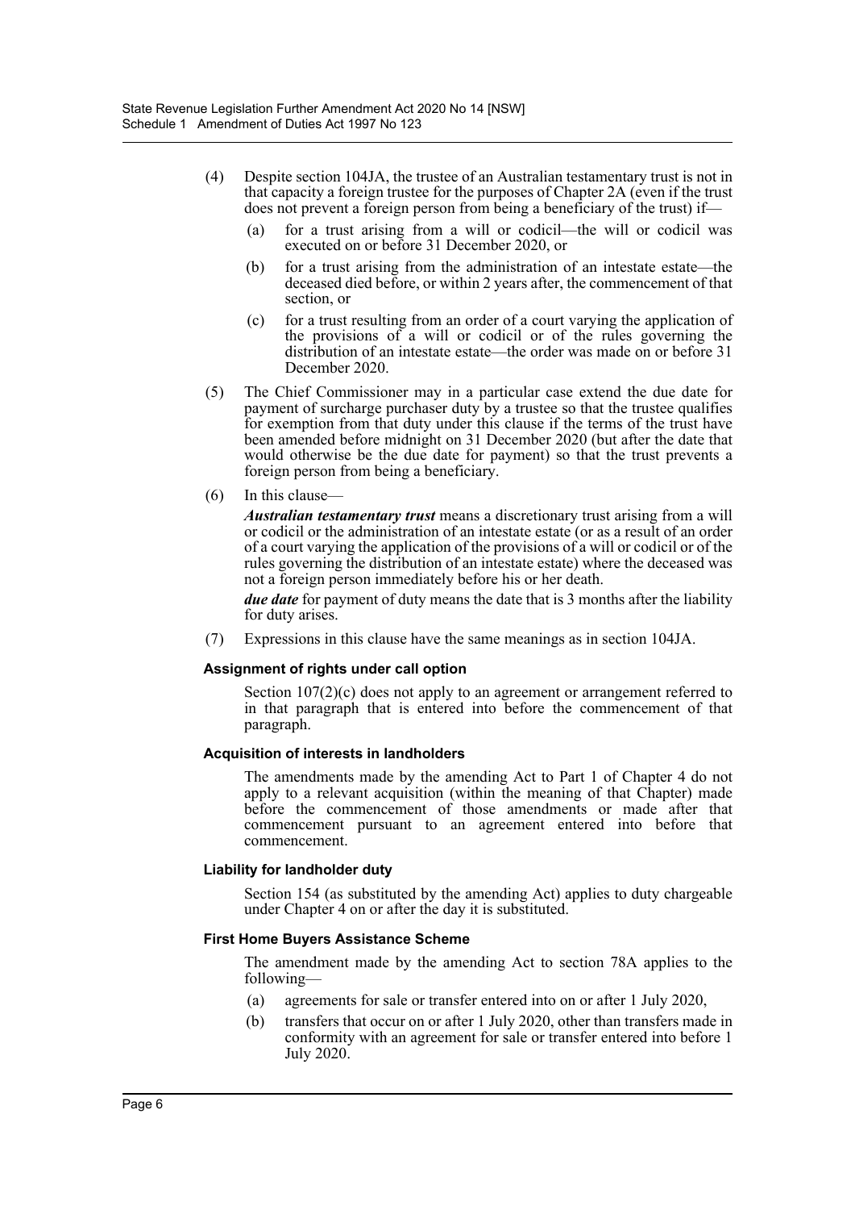(4) Despite section 104JA, the trustee of an Australian testamentary trust is not in that capacity a foreign trustee for the purposes of Chapter 2A (even if the trust does not prevent a foreign person from being a beneficiary of the trust) if—

(a) for a trust arising from a will or codicil—the will or codicil was executed on or before 31 December 2020, or

(b) for a trust arising from the administration of an intestate estate—the deceased died before, or within 2 years after, the commencement of that section, or

(c) for a trust resulting from an order of a court varying the application of the provisions of a will or codicil or of the rules governing the distribution of an intestate estate—the order was made on or before 31 December 2020.

(5) The Chief Commissioner may in a particular case extend the due date for payment of surcharge purchaser duty by a trustee so that the trustee qualifies for exemption from that duty under this clause if the terms of the trust have been amended before midnight on 31 December 2020 (but after the date that would otherwise be the due date for payment) so that the trust prevents a foreign person from being a beneficiary.

(6) In this clause—

***Australian testamentary trust*** means a discretionary trust arising from a will or codicil or the administration of an intestate estate (or as a result of an order of a court varying the application of the provisions of a will or codicil or of the rules governing the distribution of an intestate estate) where the deceased was not a foreign person immediately before his or her death.

***due date*** for payment of duty means the date that is 3 months after the liability for duty arises.

(7) Expressions in this clause have the same meanings as in section 104JA.

**Assignment of rights under call option**

Section 107(2)(c) does not apply to an agreement or arrangement referred to in that paragraph that is entered into before the commencement of that paragraph.

**Acquisition of interests in landholders**

The amendments made by the amending Act to Part 1 of Chapter 4 do not apply to a relevant acquisition (within the meaning of that Chapter) made before the commencement of those amendments or made after that commencement pursuant to an agreement entered into before that commencement.

**Liability for landholder duty**

Section 154 (as substituted by the amending Act) applies to duty chargeable under Chapter 4 on or after the day it is substituted.

**First Home Buyers Assistance Scheme**

The amendment made by the amending Act to section 78A applies to the following—

(a) agreements for sale or transfer entered into on or after 1 July 2020,

(b) transfers that occur on or after 1 July 2020, other than transfers made in conformity with an agreement for sale or transfer entered into before 1 July 2020.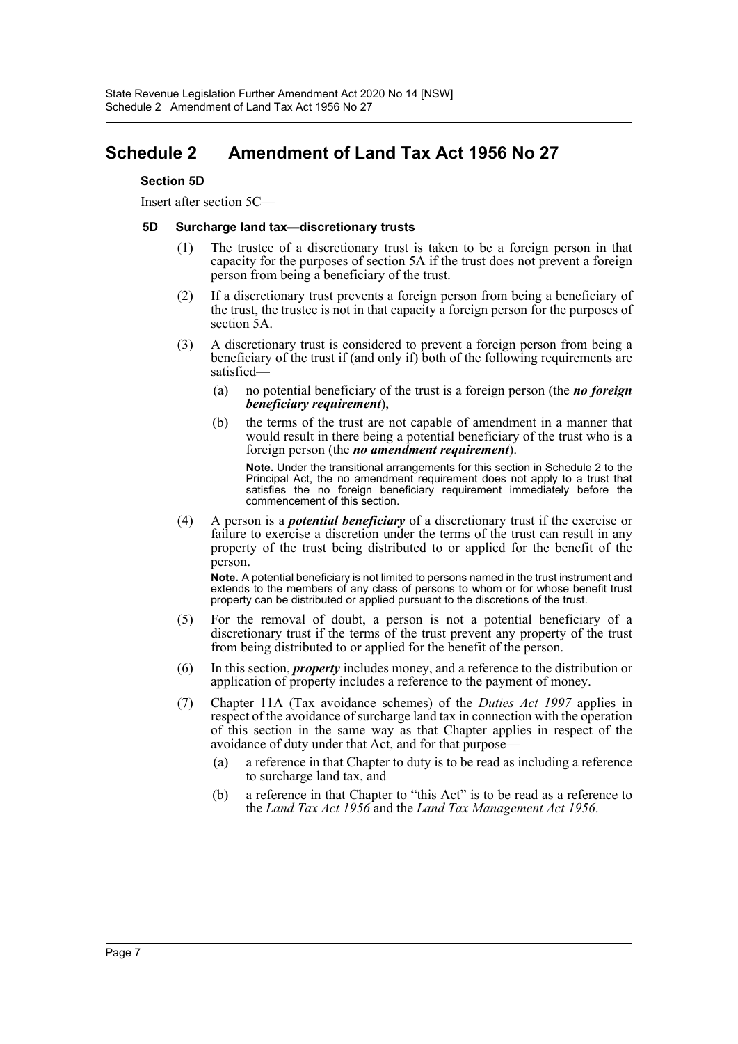# Schedule 2 Amendment of Land Tax Act 1956 No 27

**Section 5D**

Insert after section 5C—

**5D Surcharge land tax—discretionary trusts**

(1) The trustee of a discretionary trust is taken to be a foreign person in that capacity for the purposes of section 5A if the trust does not prevent a foreign person from being a beneficiary of the trust.

(2) If a discretionary trust prevents a foreign person from being a beneficiary of the trust, the trustee is not in that capacity a foreign person for the purposes of section 5A.

(3) A discretionary trust is considered to prevent a foreign person from being a beneficiary of the trust if (and only if) both of the following requirements are satisfied—

(a) no potential beneficiary of the trust is a foreign person (the ***no foreign beneficiary requirement***),

(b) the terms of the trust are not capable of amendment in a manner that would result in there being a potential beneficiary of the trust who is a foreign person (the ***no amendment requirement***).

**Note.** Under the transitional arrangements for this section in Schedule 2 to the Principal Act, the no amendment requirement does not apply to a trust that satisfies the no foreign beneficiary requirement immediately before the commencement of this section.

(4) A person is a ***potential beneficiary*** of a discretionary trust if the exercise or failure to exercise a discretion under the terms of the trust can result in any property of the trust being distributed to or applied for the benefit of the person.

**Note.** A potential beneficiary is not limited to persons named in the trust instrument and extends to the members of any class of persons to whom or for whose benefit trust property can be distributed or applied pursuant to the discretions of the trust.

(5) For the removal of doubt, a person is not a potential beneficiary of a discretionary trust if the terms of the trust prevent any property of the trust from being distributed to or applied for the benefit of the person.

(6) In this section, ***property*** includes money, and a reference to the distribution or application of property includes a reference to the payment of money.

(7) Chapter 11A (Tax avoidance schemes) of the *Duties Act 1997* applies in respect of the avoidance of surcharge land tax in connection with the operation of this section in the same way as that Chapter applies in respect of the avoidance of duty under that Act, and for that purpose—

(a) a reference in that Chapter to duty is to be read as including a reference to surcharge land tax, and

(b) a reference in that Chapter to "this Act" is to be read as a reference to the *Land Tax Act 1956* and the *Land Tax Management Act 1956*.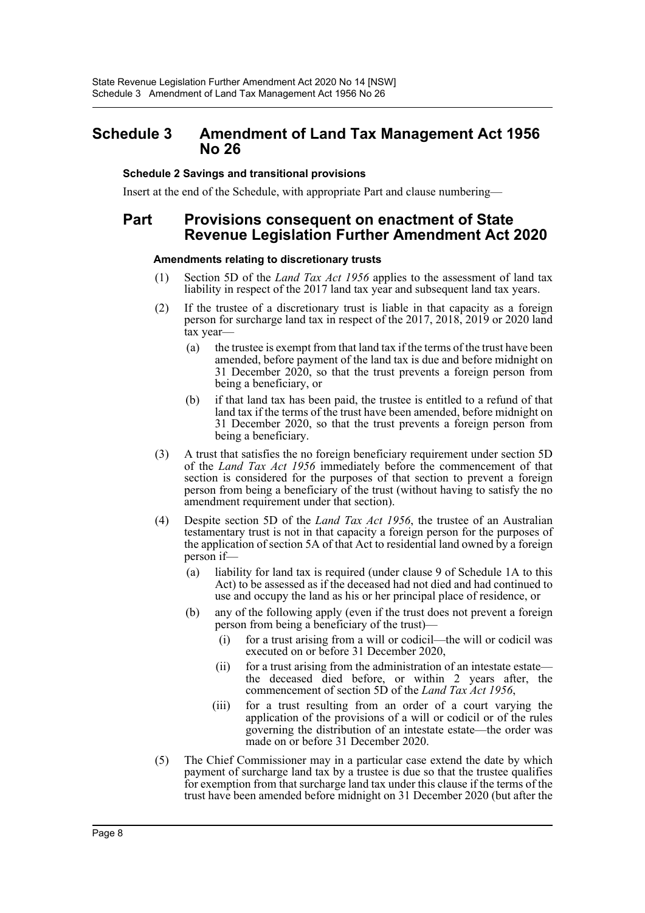# Schedule 3 Amendment of Land Tax Management Act 1956 No 26

**Schedule 2 Savings and transitional provisions**

Insert at the end of the Schedule, with appropriate Part and clause numbering—

## Part Provisions consequent on enactment of State Revenue Legislation Further Amendment Act 2020

**Amendments relating to discretionary trusts**

(1) Section 5D of the *Land Tax Act 1956* applies to the assessment of land tax liability in respect of the 2017 land tax year and subsequent land tax years.

(2) If the trustee of a discretionary trust is liable in that capacity as a foreign person for surcharge land tax in respect of the 2017, 2018, 2019 or 2020 land tax year—

- (a) the trustee is exempt from that land tax if the terms of the trust have been amended, before payment of the land tax is due and before midnight on 31 December 2020, so that the trust prevents a foreign person from being a beneficiary, or
- (b) if that land tax has been paid, the trustee is entitled to a refund of that land tax if the terms of the trust have been amended, before midnight on 31 December 2020, so that the trust prevents a foreign person from being a beneficiary.

(3) A trust that satisfies the no foreign beneficiary requirement under section 5D of the *Land Tax Act 1956* immediately before the commencement of that section is considered for the purposes of that section to prevent a foreign person from being a beneficiary of the trust (without having to satisfy the no amendment requirement under that section).

(4) Despite section 5D of the *Land Tax Act 1956*, the trustee of an Australian testamentary trust is not in that capacity a foreign person for the purposes of the application of section 5A of that Act to residential land owned by a foreign person if—

- (a) liability for land tax is required (under clause 9 of Schedule 1A to this Act) to be assessed as if the deceased had not died and had continued to use and occupy the land as his or her principal place of residence, or
- (b) any of the following apply (even if the trust does not prevent a foreign person from being a beneficiary of the trust)—
  - (i) for a trust arising from a will or codicil—the will or codicil was executed on or before 31 December 2020,
  - (ii) for a trust arising from the administration of an intestate estate—the deceased died before, or within 2 years after, the commencement of section 5D of the *Land Tax Act 1956*,
  - (iii) for a trust resulting from an order of a court varying the application of the provisions of a will or codicil or of the rules governing the distribution of an intestate estate—the order was made on or before 31 December 2020.

(5) The Chief Commissioner may in a particular case extend the date by which payment of surcharge land tax by a trustee is due so that the trustee qualifies for exemption from that surcharge land tax under this clause if the terms of the trust have been amended before midnight on 31 December 2020 (but after the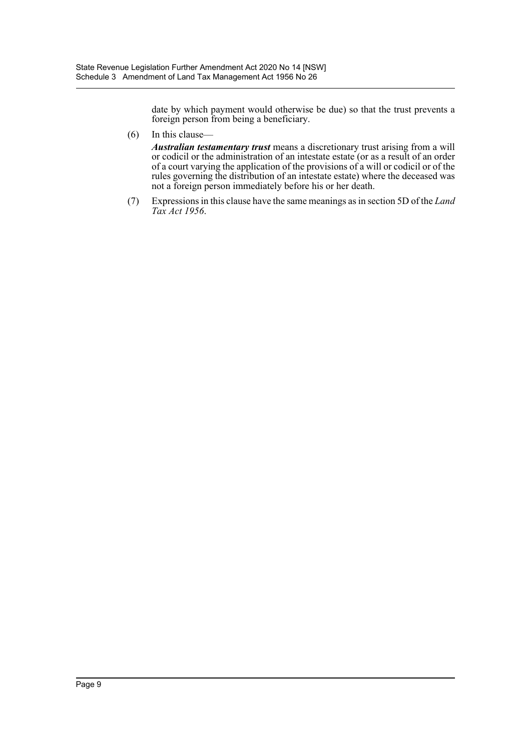date by which payment would otherwise be due) so that the trust prevents a foreign person from being a beneficiary.

(6) In this clause—

***Australian testamentary trust*** means a discretionary trust arising from a will or codicil or the administration of an intestate estate (or as a result of an order of a court varying the application of the provisions of a will or codicil or of the rules governing the distribution of an intestate estate) where the deceased was not a foreign person immediately before his or her death.

(7) Expressions in this clause have the same meanings as in section 5D of the *Land Tax Act 1956*.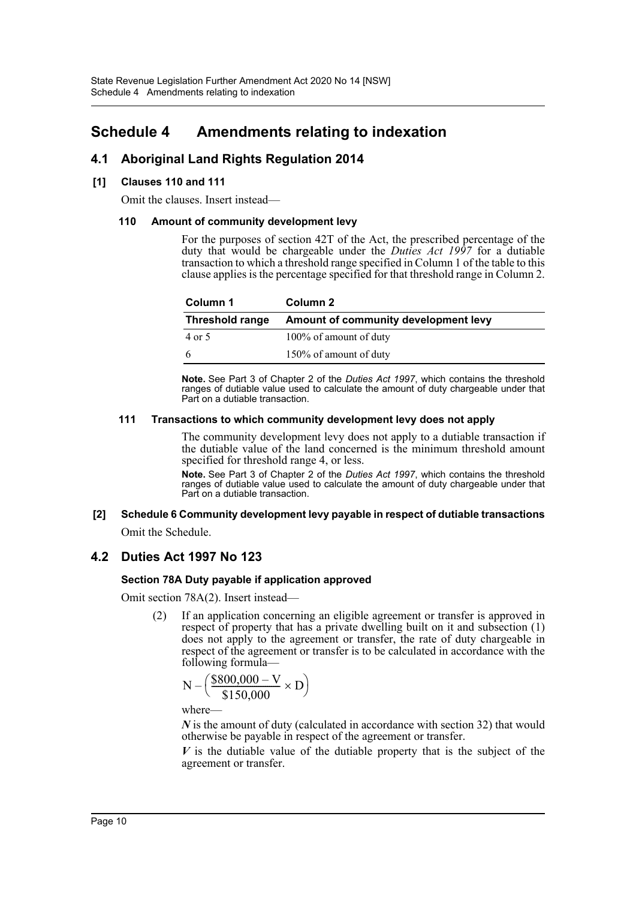# Schedule 4 Amendments relating to indexation

## 4.1 Aboriginal Land Rights Regulation 2014

### [1] Clauses 110 and 111

Omit the clauses. Insert instead—

#### 110 Amount of community development levy

For the purposes of section 42T of the Act, the prescribed percentage of the duty that would be chargeable under the *Duties Act 1997* for a dutiable transaction to which a threshold range specified in Column 1 of the table to this clause applies is the percentage specified for that threshold range in Column 2.

| Column 1 | Column 2 |
|---|---|
| **Threshold range** | **Amount of community development levy** |
| 4 or 5 | 100% of amount of duty |
| 6 | 150% of amount of duty |

**Note.** See Part 3 of Chapter 2 of the *Duties Act 1997*, which contains the threshold ranges of dutiable value used to calculate the amount of duty chargeable under that Part on a dutiable transaction.

#### 111 Transactions to which community development levy does not apply

The community development levy does not apply to a dutiable transaction if the dutiable value of the land concerned is the minimum threshold amount specified for threshold range 4, or less.

**Note.** See Part 3 of Chapter 2 of the *Duties Act 1997*, which contains the threshold ranges of dutiable value used to calculate the amount of duty chargeable under that Part on a dutiable transaction.

### [2] Schedule 6 Community development levy payable in respect of dutiable transactions

Omit the Schedule.

## 4.2 Duties Act 1997 No 123

### Section 78A Duty payable if application approved

Omit section 78A(2). Insert instead—

(2) If an application concerning an eligible agreement or transfer is approved in respect of property that has a private dwelling built on it and subsection (1) does not apply to the agreement or transfer, the rate of duty chargeable in respect of the agreement or transfer is to be calculated in accordance with the following formula—

$$N - \left( \frac{\$800{,}000 - V}{\$150{,}000} \times D \right)$$

where—

***N*** is the amount of duty (calculated in accordance with section 32) that would otherwise be payable in respect of the agreement or transfer.

***V*** is the dutiable value of the dutiable property that is the subject of the agreement or transfer.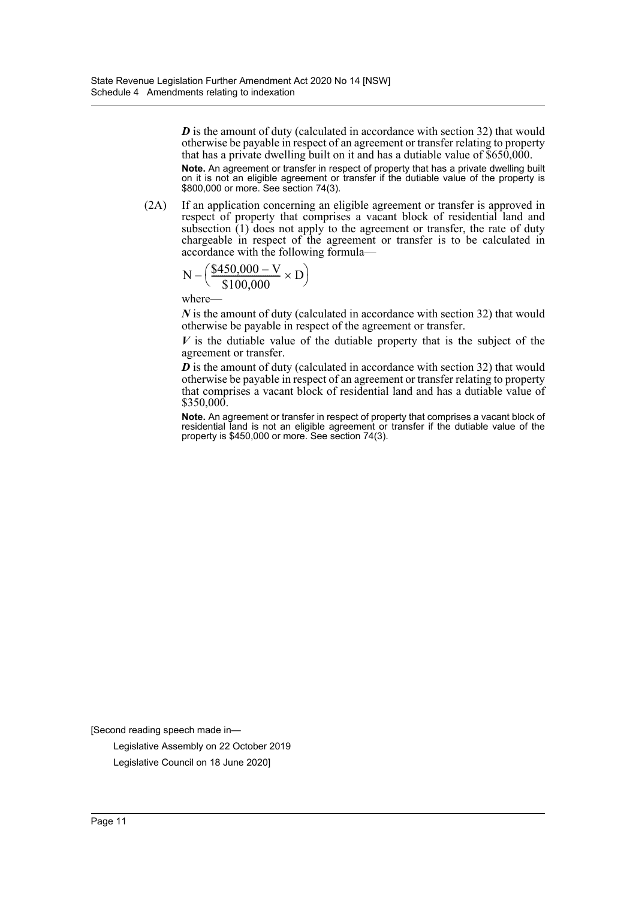***D*** is the amount of duty (calculated in accordance with section 32) that would otherwise be payable in respect of an agreement or transfer relating to property that has a private dwelling built on it and has a dutiable value of $650,000.

**Note.** An agreement or transfer in respect of property that has a private dwelling built on it is not an eligible agreement or transfer if the dutiable value of the property is $800,000 or more. See section 74(3).

(2A) If an application concerning an eligible agreement or transfer is approved in respect of property that comprises a vacant block of residential land and subsection (1) does not apply to the agreement or transfer, the rate of duty chargeable in respect of the agreement or transfer is to be calculated in accordance with the following formula—

$$N - \left(\frac{\$450{,}000 - V}{\$100{,}000} \times D\right)$$

where—

***N*** is the amount of duty (calculated in accordance with section 32) that would otherwise be payable in respect of the agreement or transfer.

***V*** is the dutiable value of the dutiable property that is the subject of the agreement or transfer.

***D*** is the amount of duty (calculated in accordance with section 32) that would otherwise be payable in respect of an agreement or transfer relating to property that comprises a vacant block of residential land and has a dutiable value of $350,000.

**Note.** An agreement or transfer in respect of property that comprises a vacant block of residential land is not an eligible agreement or transfer if the dutiable value of the property is $450,000 or more. See section 74(3).

[Second reading speech made in—

Legislative Assembly on 22 October 2019

Legislative Council on 18 June 2020]